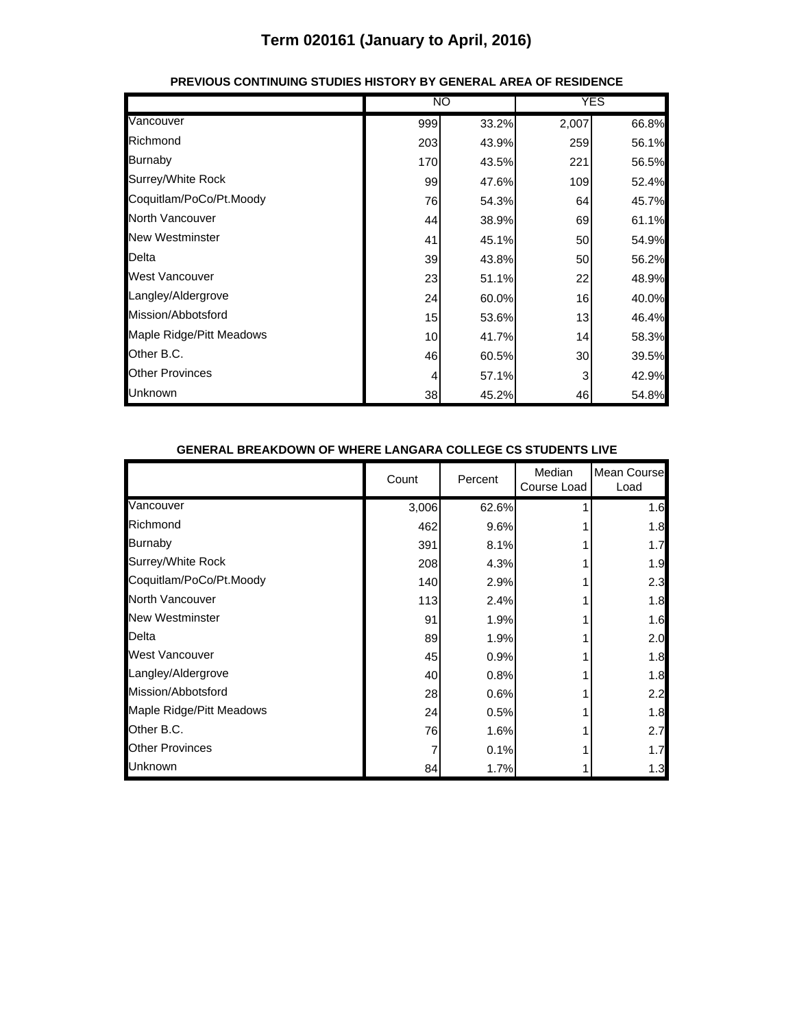# Term 020161 (January to April, 2016)

### PREVIOUS CONTINUING STUDIES HISTORY BY GENERAL AREA OF RESIDENCE

| | NO | | YES | |
|---|---|---|---|---|
| Vancouver | 999 | 33.2% | 2,007 | 66.8% |
| Richmond | 203 | 43.9% | 259 | 56.1% |
| Burnaby | 170 | 43.5% | 221 | 56.5% |
| Surrey/White Rock | 99 | 47.6% | 109 | 52.4% |
| Coquitlam/PoCo/Pt.Moody | 76 | 54.3% | 64 | 45.7% |
| North Vancouver | 44 | 38.9% | 69 | 61.1% |
| New Westminster | 41 | 45.1% | 50 | 54.9% |
| Delta | 39 | 43.8% | 50 | 56.2% |
| West Vancouver | 23 | 51.1% | 22 | 48.9% |
| Langley/Aldergrove | 24 | 60.0% | 16 | 40.0% |
| Mission/Abbotsford | 15 | 53.6% | 13 | 46.4% |
| Maple Ridge/Pitt Meadows | 10 | 41.7% | 14 | 58.3% |
| Other B.C. | 46 | 60.5% | 30 | 39.5% |
| Other Provinces | 4 | 57.1% | 3 | 42.9% |
| Unknown | 38 | 45.2% | 46 | 54.8% |

### GENERAL BREAKDOWN OF WHERE LANGARA COLLEGE CS STUDENTS LIVE

| | Count | Percent | Median Course Load | Mean Course Load |
|---|---|---|---|---|
| Vancouver | 3,006 | 62.6% | 1 | 1.6 |
| Richmond | 462 | 9.6% | 1 | 1.8 |
| Burnaby | 391 | 8.1% | 1 | 1.7 |
| Surrey/White Rock | 208 | 4.3% | 1 | 1.9 |
| Coquitlam/PoCo/Pt.Moody | 140 | 2.9% | 1 | 2.3 |
| North Vancouver | 113 | 2.4% | 1 | 1.8 |
| New Westminster | 91 | 1.9% | 1 | 1.6 |
| Delta | 89 | 1.9% | 1 | 2.0 |
| West Vancouver | 45 | 0.9% | 1 | 1.8 |
| Langley/Aldergrove | 40 | 0.8% | 1 | 1.8 |
| Mission/Abbotsford | 28 | 0.6% | 1 | 2.2 |
| Maple Ridge/Pitt Meadows | 24 | 0.5% | 1 | 1.8 |
| Other B.C. | 76 | 1.6% | 1 | 2.7 |
| Other Provinces | 7 | 0.1% | 1 | 1.7 |
| Unknown | 84 | 1.7% | 1 | 1.3 |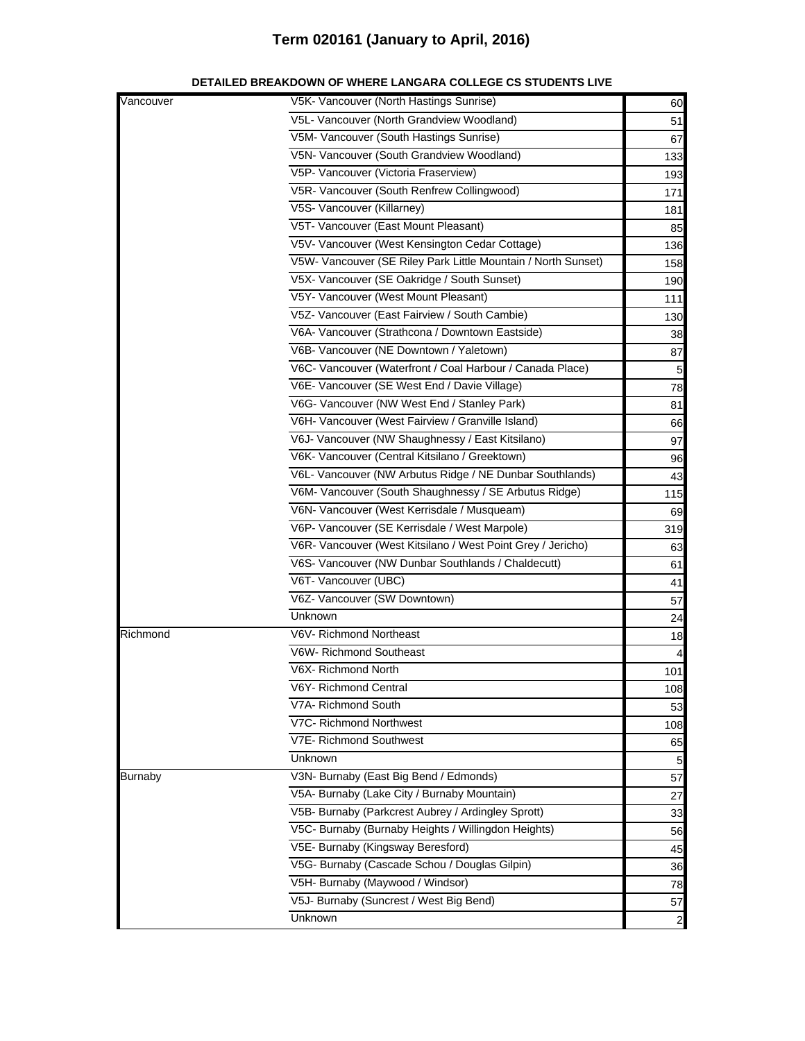# Term 020161 (January to April, 2016)

**DETAILED BREAKDOWN OF WHERE LANGARA COLLEGE CS STUDENTS LIVE**

| | | |
|---|---|---|
| Vancouver | V5K- Vancouver (North Hastings Sunrise) | 60 |
| | V5L- Vancouver (North Grandview Woodland) | 51 |
| | V5M- Vancouver (South Hastings Sunrise) | 67 |
| | V5N- Vancouver (South Grandview Woodland) | 133 |
| | V5P- Vancouver (Victoria Fraserview) | 193 |
| | V5R- Vancouver (South Renfrew Collingwood) | 171 |
| | V5S- Vancouver (Killarney) | 181 |
| | V5T- Vancouver (East Mount Pleasant) | 85 |
| | V5V- Vancouver (West Kensington Cedar Cottage) | 136 |
| | V5W- Vancouver (SE Riley Park Little Mountain / North Sunset) | 158 |
| | V5X- Vancouver (SE Oakridge / South Sunset) | 190 |
| | V5Y- Vancouver (West Mount Pleasant) | 111 |
| | V5Z- Vancouver (East Fairview / South Cambie) | 130 |
| | V6A- Vancouver (Strathcona / Downtown Eastside) | 38 |
| | V6B- Vancouver (NE Downtown / Yaletown) | 87 |
| | V6C- Vancouver (Waterfront / Coal Harbour / Canada Place) | 5 |
| | V6E- Vancouver (SE West End / Davie Village) | 78 |
| | V6G- Vancouver (NW West End / Stanley Park) | 81 |
| | V6H- Vancouver (West Fairview / Granville Island) | 66 |
| | V6J- Vancouver (NW Shaughnessy / East Kitsilano) | 97 |
| | V6K- Vancouver (Central Kitsilano / Greektown) | 96 |
| | V6L- Vancouver (NW Arbutus Ridge / NE Dunbar Southlands) | 43 |
| | V6M- Vancouver (South Shaughnessy / SE Arbutus Ridge) | 115 |
| | V6N- Vancouver (West Kerrisdale / Musqueam) | 69 |
| | V6P- Vancouver (SE Kerrisdale / West Marpole) | 319 |
| | V6R- Vancouver (West Kitsilano / West Point Grey / Jericho) | 63 |
| | V6S- Vancouver (NW Dunbar Southlands / Chaldecutt) | 61 |
| | V6T- Vancouver (UBC) | 41 |
| | V6Z- Vancouver (SW Downtown) | 57 |
| | Unknown | 24 |
| Richmond | V6V- Richmond Northeast | 18 |
| | V6W- Richmond Southeast | 4 |
| | V6X- Richmond North | 101 |
| | V6Y- Richmond Central | 108 |
| | V7A- Richmond South | 53 |
| | V7C- Richmond Northwest | 108 |
| | V7E- Richmond Southwest | 65 |
| | Unknown | 5 |
| Burnaby | V3N- Burnaby (East Big Bend / Edmonds) | 57 |
| | V5A- Burnaby (Lake City / Burnaby Mountain) | 27 |
| | V5B- Burnaby (Parkcrest Aubrey / Ardingley Sprott) | 33 |
| | V5C- Burnaby (Burnaby Heights / Willingdon Heights) | 56 |
| | V5E- Burnaby (Kingsway Beresford) | 45 |
| | V5G- Burnaby (Cascade Schou / Douglas Gilpin) | 36 |
| | V5H- Burnaby (Maywood / Windsor) | 78 |
| | V5J- Burnaby (Suncrest / West Big Bend) | 57 |
| | Unknown | 2 |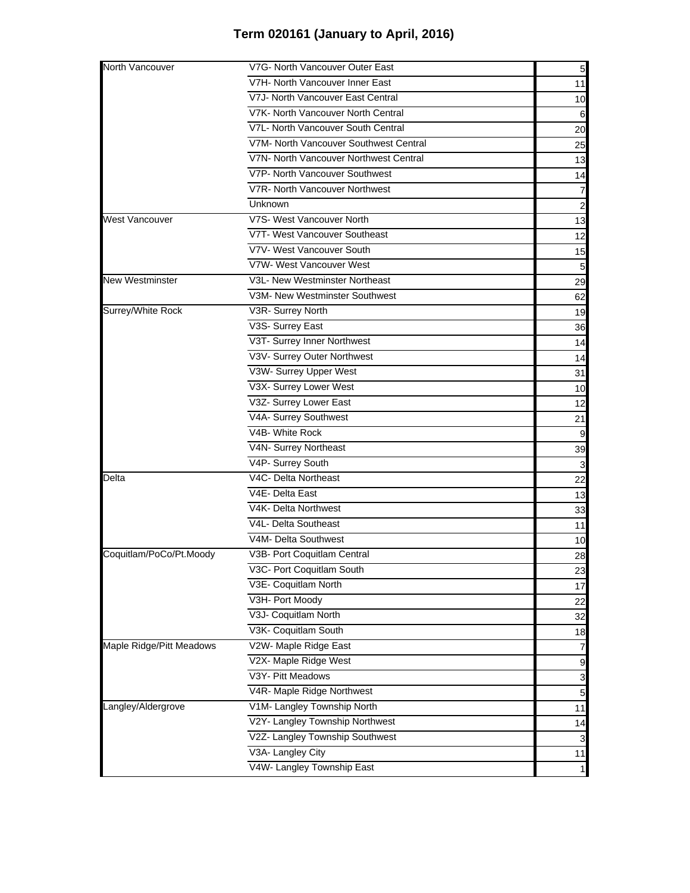## Term 020161 (January to April, 2016)

| | | |
|---|---|---|
| North Vancouver | V7G- North Vancouver Outer East | 5 |
| | V7H- North Vancouver Inner East | 11 |
| | V7J- North Vancouver East Central | 10 |
| | V7K- North Vancouver North Central | 6 |
| | V7L- North Vancouver South Central | 20 |
| | V7M- North Vancouver Southwest Central | 25 |
| | V7N- North Vancouver Northwest Central | 13 |
| | V7P- North Vancouver Southwest | 14 |
| | V7R- North Vancouver Northwest | 7 |
| | Unknown | 2 |
| West Vancouver | V7S- West Vancouver North | 13 |
| | V7T- West Vancouver Southeast | 12 |
| | V7V- West Vancouver South | 15 |
| | V7W- West Vancouver West | 5 |
| New Westminster | V3L- New Westminster Northeast | 29 |
| | V3M- New Westminster Southwest | 62 |
| Surrey/White Rock | V3R- Surrey North | 19 |
| | V3S- Surrey East | 36 |
| | V3T- Surrey Inner Northwest | 14 |
| | V3V- Surrey Outer Northwest | 14 |
| | V3W- Surrey Upper West | 31 |
| | V3X- Surrey Lower West | 10 |
| | V3Z- Surrey Lower East | 12 |
| | V4A- Surrey Southwest | 21 |
| | V4B- White Rock | 9 |
| | V4N- Surrey Northeast | 39 |
| | V4P- Surrey South | 3 |
| Delta | V4C- Delta Northeast | 22 |
| | V4E- Delta East | 13 |
| | V4K- Delta Northwest | 33 |
| | V4L- Delta Southeast | 11 |
| | V4M- Delta Southwest | 10 |
| Coquitlam/PoCo/Pt.Moody | V3B- Port Coquitlam Central | 28 |
| | V3C- Port Coquitlam South | 23 |
| | V3E- Coquitlam North | 17 |
| | V3H- Port Moody | 22 |
| | V3J- Coquitlam North | 32 |
| | V3K- Coquitlam South | 18 |
| Maple Ridge/Pitt Meadows | V2W- Maple Ridge East | 7 |
| | V2X- Maple Ridge West | 9 |
| | V3Y- Pitt Meadows | 3 |
| | V4R- Maple Ridge Northwest | 5 |
| Langley/Aldergrove | V1M- Langley Township North | 11 |
| | V2Y- Langley Township Northwest | 14 |
| | V2Z- Langley Township Southwest | 3 |
| | V3A- Langley City | 11 |
| | V4W- Langley Township East | 1 |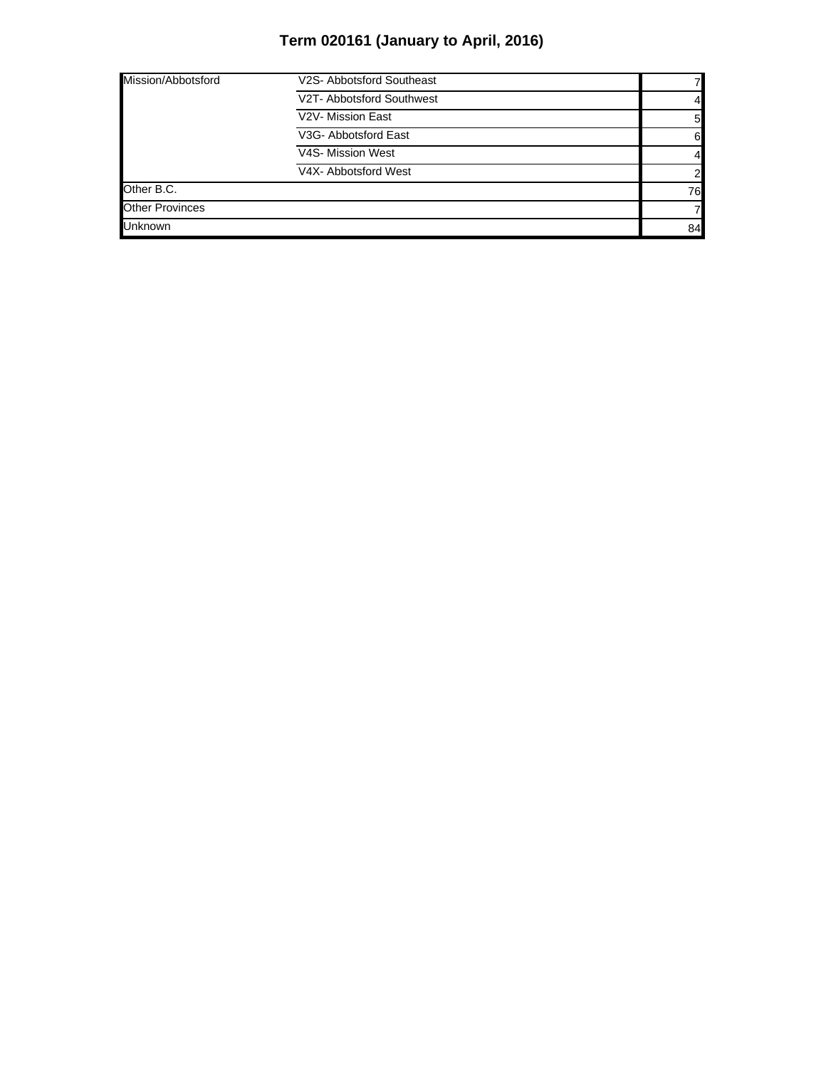# Term 020161 (January to April, 2016)

| | | |
|---|---|---|
| Mission/Abbotsford | V2S- Abbotsford Southeast | 7 |
| | V2T- Abbotsford Southwest | 4 |
| | V2V- Mission East | 5 |
| | V3G- Abbotsford East | 6 |
| | V4S- Mission West | 4 |
| | V4X- Abbotsford West | 2 |
| Other B.C. | | 76 |
| Other Provinces | | 7 |
| Unknown | | 84 |